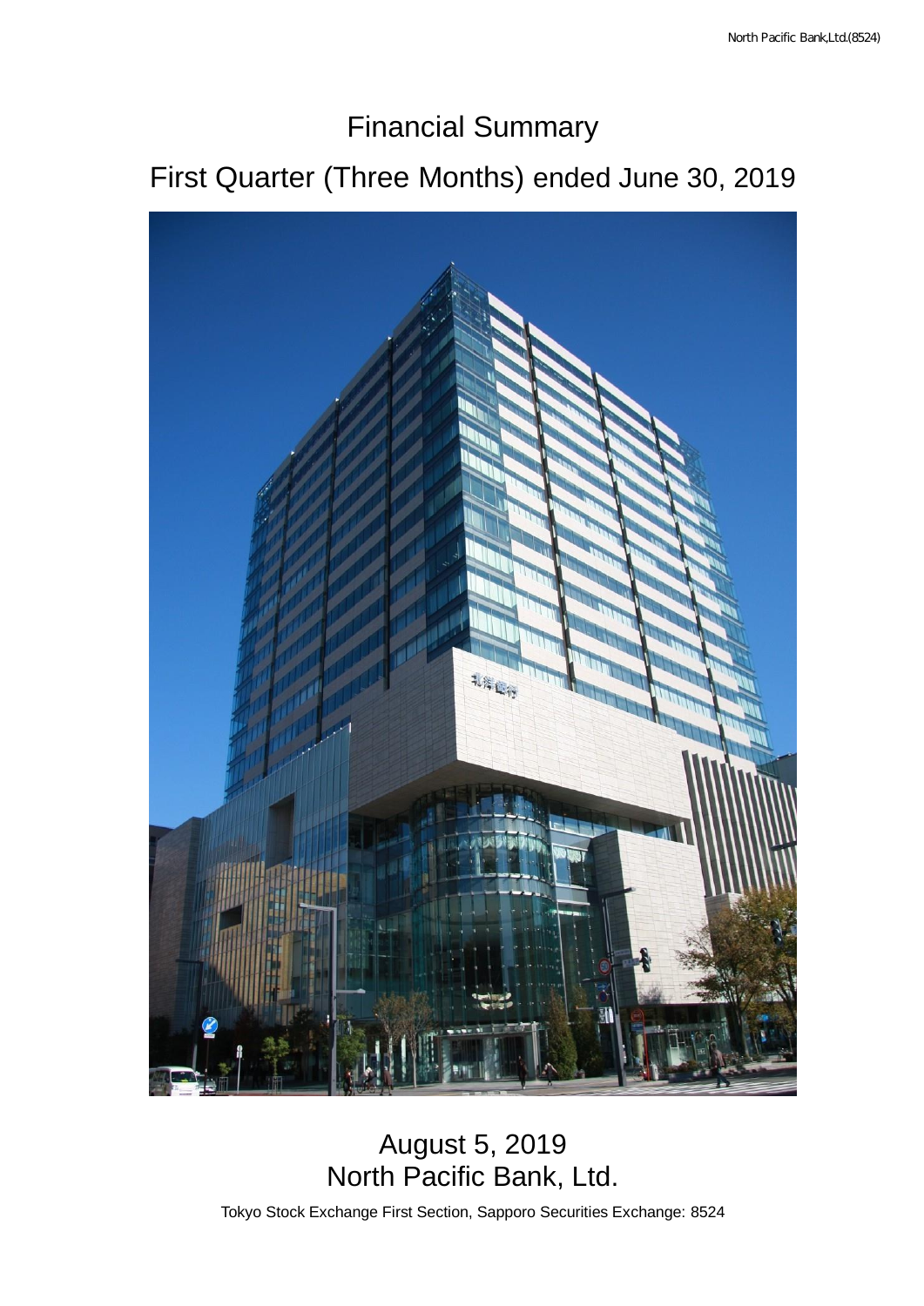# Financial Summary

## First Quarter (Three Months) ended June 30, 2019

August 5, 2019
North Pacific Bank, Ltd.

Tokyo Stock Exchange First Section, Sapporo Securities Exchange: 8524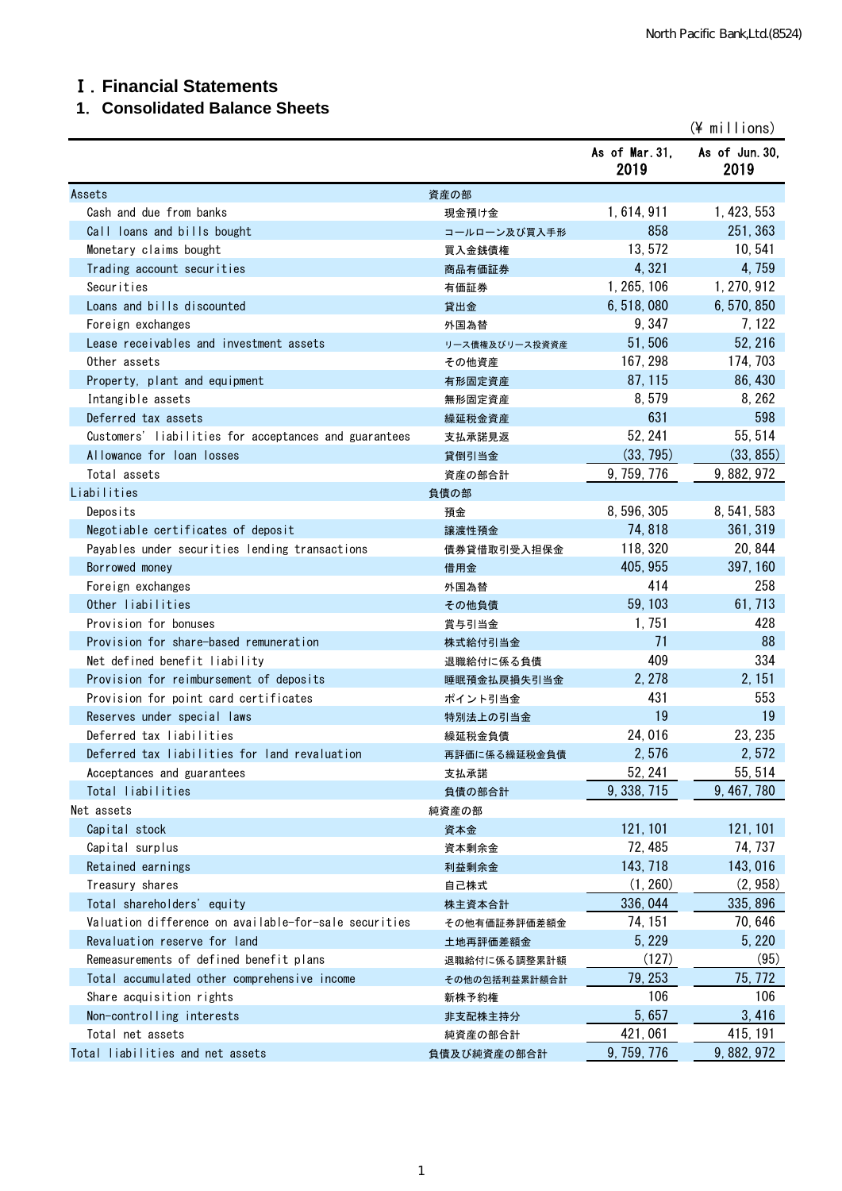# Ⅰ. Financial Statements

## 1. Consolidated Balance Sheets

(¥ millions)

| | | As of Mar. 31, 2019 | As of Jun. 30, 2019 |
|---|---|---|---|
| Assets | 資産の部 | | |
| Cash and due from banks | 現金預け金 | 1, 614, 911 | 1, 423, 553 |
| Call loans and bills bought | コールローン及び買入手形 | 858 | 251, 363 |
| Monetary claims bought | 買入金銭債権 | 13, 572 | 10, 541 |
| Trading account securities | 商品有価証券 | 4, 321 | 4, 759 |
| Securities | 有価証券 | 1, 265, 106 | 1, 270, 912 |
| Loans and bills discounted | 貸出金 | 6, 518, 080 | 6, 570, 850 |
| Foreign exchanges | 外国為替 | 9, 347 | 7, 122 |
| Lease receivables and investment assets | リース債権及びリース投資資産 | 51, 506 | 52, 216 |
| Other assets | その他資産 | 167, 298 | 174, 703 |
| Property, plant and equipment | 有形固定資産 | 87, 115 | 86, 430 |
| Intangible assets | 無形固定資産 | 8, 579 | 8, 262 |
| Deferred tax assets | 繰延税金資産 | 631 | 598 |
| Customers' liabilities for acceptances and guarantees | 支払承諾見返 | 52, 241 | 55, 514 |
| Allowance for loan losses | 貸倒引当金 | (33, 795) | (33, 855) |
| Total assets | 資産の部合計 | 9, 759, 776 | 9, 882, 972 |
| Liabilities | 負債の部 | | |
| Deposits | 預金 | 8, 596, 305 | 8, 541, 583 |
| Negotiable certificates of deposit | 譲渡性預金 | 74, 818 | 361, 319 |
| Payables under securities lending transactions | 債券貸借取引受入担保金 | 118, 320 | 20, 844 |
| Borrowed money | 借用金 | 405, 955 | 397, 160 |
| Foreign exchanges | 外国為替 | 414 | 258 |
| Other liabilities | その他負債 | 59, 103 | 61, 713 |
| Provision for bonuses | 賞与引当金 | 1, 751 | 428 |
| Provision for share-based remuneration | 株式給付引当金 | 71 | 88 |
| Net defined benefit liability | 退職給付に係る負債 | 409 | 334 |
| Provision for reimbursement of deposits | 睡眠預金払戻損失引当金 | 2, 278 | 2, 151 |
| Provision for point card certificates | ポイント引当金 | 431 | 553 |
| Reserves under special laws | 特別法上の引当金 | 19 | 19 |
| Deferred tax liabilities | 繰延税金負債 | 24, 016 | 23, 235 |
| Deferred tax liabilities for land revaluation | 再評価に係る繰延税金負債 | 2, 576 | 2, 572 |
| Acceptances and guarantees | 支払承諾 | 52, 241 | 55, 514 |
| Total liabilities | 負債の部合計 | 9, 338, 715 | 9, 467, 780 |
| Net assets | 純資産の部 | | |
| Capital stock | 資本金 | 121, 101 | 121, 101 |
| Capital surplus | 資本剰余金 | 72, 485 | 74, 737 |
| Retained earnings | 利益剰余金 | 143, 718 | 143, 016 |
| Treasury shares | 自己株式 | (1, 260) | (2, 958) |
| Total shareholders' equity | 株主資本合計 | 336, 044 | 335, 896 |
| Valuation difference on available-for-sale securities | その他有価証券評価差額金 | 74, 151 | 70, 646 |
| Revaluation reserve for land | 土地再評価差額金 | 5, 229 | 5, 220 |
| Remeasurements of defined benefit plans | 退職給付に係る調整累計額 | (127) | (95) |
| Total accumulated other comprehensive income | その他の包括利益累計額合計 | 79, 253 | 75, 772 |
| Share acquisition rights | 新株予約権 | 106 | 106 |
| Non-controlling interests | 非支配株主持分 | 5, 657 | 3, 416 |
| Total net assets | 純資産の部合計 | 421, 061 | 415, 191 |
| Total liabilities and net assets | 負債及び純資産の部合計 | 9, 759, 776 | 9, 882, 972 |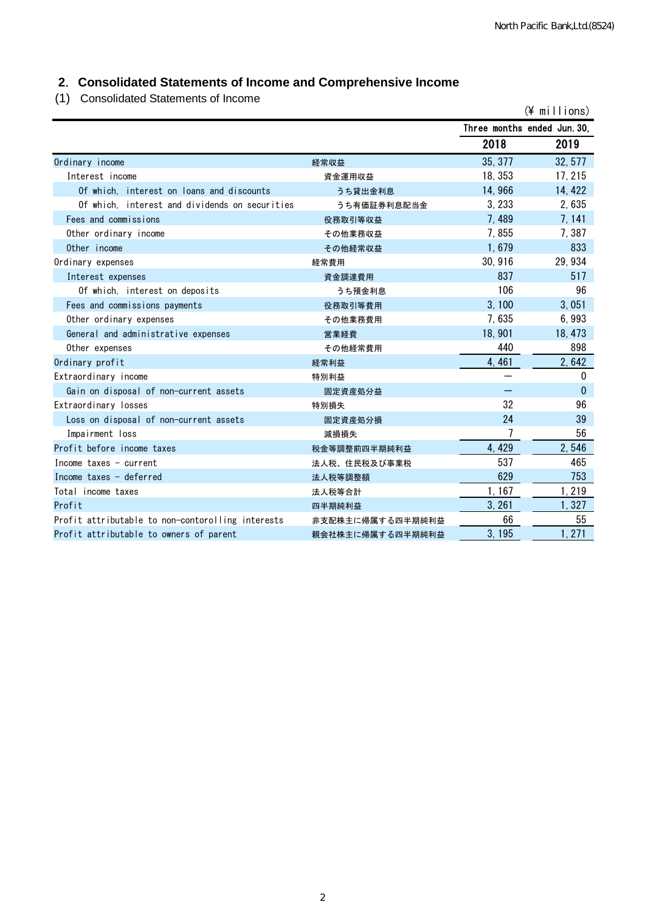## 2. Consolidated Statements of Income and Comprehensive Income

(1) Consolidated Statements of Income

(¥ millions)

| | | Three months ended Jun. 30, | |
|---|---|---|---|
| | | 2018 | 2019 |
| Ordinary income | 経常収益 | 35,377 | 32,577 |
| Interest income | 資金運用収益 | 18,353 | 17,215 |
| Of which, interest on loans and discounts | うち貸出金利息 | 14,966 | 14,422 |
| Of which, interest and dividends on securities | うち有価証券利息配当金 | 3,233 | 2,635 |
| Fees and commissions | 役務取引等収益 | 7,489 | 7,141 |
| Other ordinary income | その他業務収益 | 7,855 | 7,387 |
| Other income | その他経常収益 | 1,679 | 833 |
| Ordinary expenses | 経常費用 | 30,916 | 29,934 |
| Interest expenses | 資金調達費用 | 837 | 517 |
| Of which, interest on deposits | うち預金利息 | 106 | 96 |
| Fees and commissions payments | 役務取引等費用 | 3,100 | 3,051 |
| Other ordinary expenses | その他業務費用 | 7,635 | 6,993 |
| General and administrative expenses | 営業経費 | 18,901 | 18,473 |
| Other expenses | その他経常費用 | 440 | 898 |
| Ordinary profit | 経常利益 | 4,461 | 2,642 |
| Extraordinary income | 特別利益 | — | 0 |
| Gain on disposal of non-current assets | 固定資産処分益 | — | 0 |
| Extraordinary losses | 特別損失 | 32 | 96 |
| Loss on disposal of non-current assets | 固定資産処分損 | 24 | 39 |
| Impairment loss | 減損損失 | 7 | 56 |
| Profit before income taxes | 税金等調整前四半期純利益 | 4,429 | 2,546 |
| Income taxes - current | 法人税、住民税及び事業税 | 537 | 465 |
| Income taxes - deferred | 法人税等調整額 | 629 | 753 |
| Total income taxes | 法人税等合計 | 1,167 | 1,219 |
| Profit | 四半期純利益 | 3,261 | 1,327 |
| Profit attributable to non-contorolling interests | 非支配株主に帰属する四半期純利益 | 66 | 55 |
| Profit attributable to owners of parent | 親会社株主に帰属する四半期純利益 | 3,195 | 1,271 |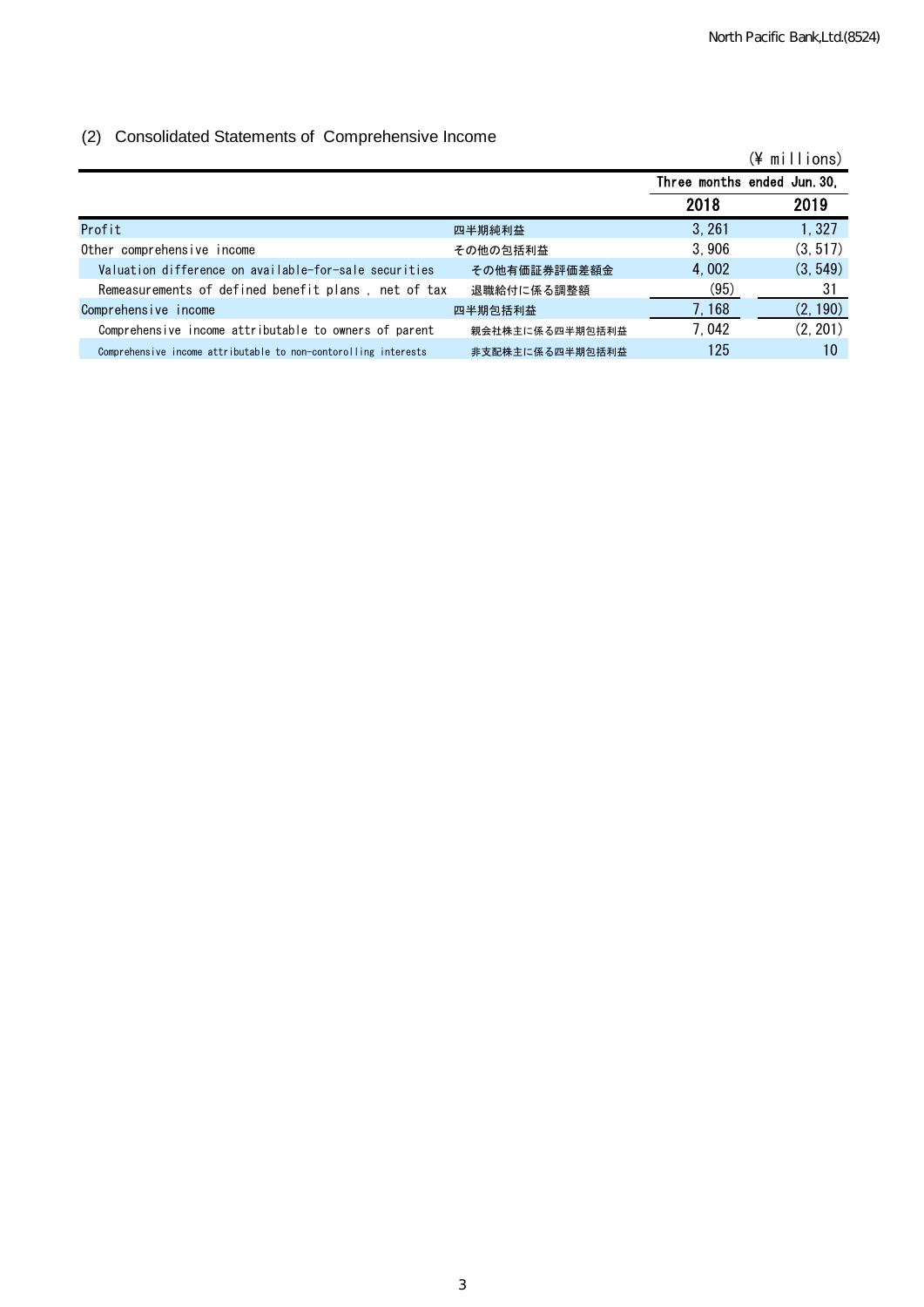## (2) Consolidated Statements of Comprehensive Income

(¥ millions)

| | | Three months ended Jun. 30, | |
|---|---|---|---|
| | | 2018 | 2019 |
| Profit | 四半期純利益 | 3, 261 | 1, 327 |
| Other comprehensive income | その他の包括利益 | 3, 906 | (3, 517) |
| Valuation difference on available-for-sale securities | その他有価証券評価差額金 | 4, 002 | (3, 549) |
| Remeasurements of defined benefit plans , net of tax | 退職給付に係る調整額 | (95) | 31 |
| Comprehensive income | 四半期包括利益 | 7, 168 | (2, 190) |
| Comprehensive income attributable to owners of parent | 親会社株主に係る四半期包括利益 | 7, 042 | (2, 201) |
| Comprehensive income attributable to non-contorolling interests | 非支配株主に係る四半期包括利益 | 125 | 10 |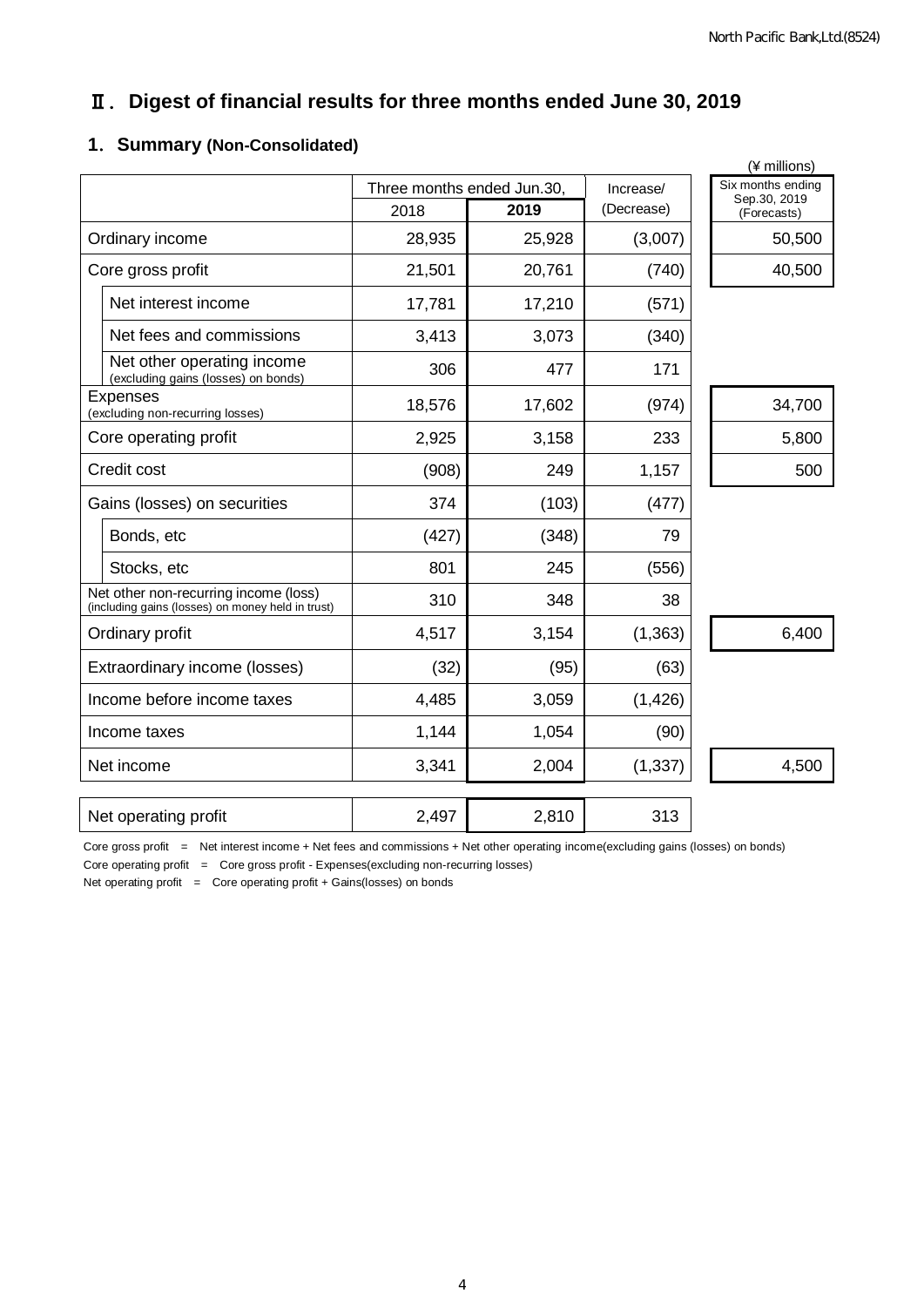## Ⅱ. Digest of financial results for three months ended June 30, 2019

### 1. Summary (Non-Consolidated)

(¥ millions)

| | Three months ended Jun.30, 2018 | Three months ended Jun.30, 2019 | Increase/ (Decrease) | Six months ending Sep.30, 2019 (Forecasts) |
|---|---|---|---|---|
| Ordinary income | 28,935 | 25,928 | (3,007) | 50,500 |
| Core gross profit | 21,501 | 20,761 | (740) | 40,500 |
| Net interest income | 17,781 | 17,210 | (571) | |
| Net fees and commissions | 3,413 | 3,073 | (340) | |
| Net other operating income (excluding gains (losses) on bonds) | 306 | 477 | 171 | |
| Expenses (excluding non-recurring losses) | 18,576 | 17,602 | (974) | 34,700 |
| Core operating profit | 2,925 | 3,158 | 233 | 5,800 |
| Credit cost | (908) | 249 | 1,157 | 500 |
| Gains (losses) on securities | 374 | (103) | (477) | |
| Bonds, etc | (427) | (348) | 79 | |
| Stocks, etc | 801 | 245 | (556) | |
| Net other non-recurring income (loss) (including gains (losses) on money held in trust) | 310 | 348 | 38 | |
| Ordinary profit | 4,517 | 3,154 | (1,363) | 6,400 |
| Extraordinary income (losses) | (32) | (95) | (63) | |
| Income before income taxes | 4,485 | 3,059 | (1,426) | |
| Income taxes | 1,144 | 1,054 | (90) | |
| Net income | 3,341 | 2,004 | (1,337) | 4,500 |
| Net operating profit | 2,497 | 2,810 | 313 | |

Core gross profit = Net interest income + Net fees and commissions + Net other operating income(excluding gains (losses) on bonds)

Core operating profit = Core gross profit - Expenses(excluding non-recurring losses)

Net operating profit = Core operating profit + Gains(losses) on bonds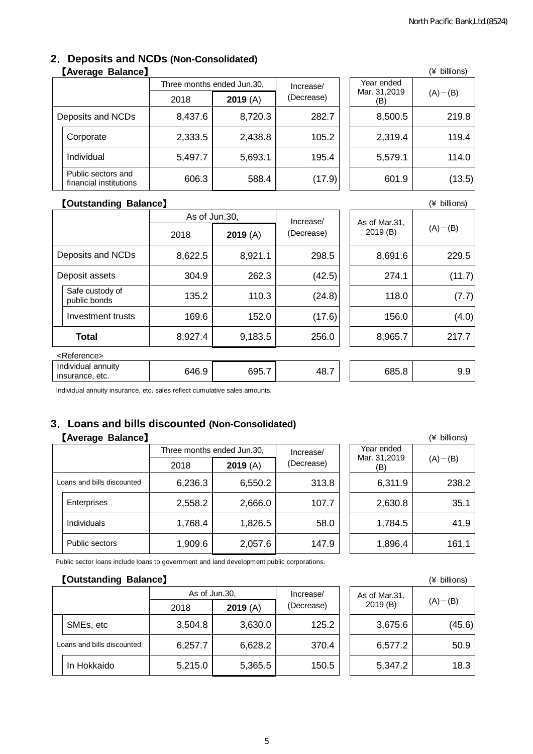## 2. Deposits and NCDs (Non-Consolidated)

【Average Balance】

(¥ billions)

| | Three months ended Jun.30, 2018 | Three months ended Jun.30, 2019 (A) | Increase/ (Decrease) | Year ended Mar. 31,2019 (B) | (A)－(B) |
|---|---|---|---|---|---|
| Deposits and NCDs | 8,437.6 | 8,720.3 | 282.7 | 8,500.5 | 219.8 |
| Corporate | 2,333.5 | 2,438.8 | 105.2 | 2,319.4 | 119.4 |
| Individual | 5,497.7 | 5,693.1 | 195.4 | 5,579.1 | 114.0 |
| Public sectors and financial institutions | 606.3 | 588.4 | (17.9) | 601.9 | (13.5) |

【Outstanding Balance】

(¥ billions)

| | As of Jun.30, 2018 | As of Jun.30, 2019 (A) | Increase/ (Decrease) | As of Mar.31, 2019 (B) | (A)－(B) |
|---|---|---|---|---|---|
| Deposits and NCDs | 8,622.5 | 8,921.1 | 298.5 | 8,691.6 | 229.5 |
| Deposit assets | 304.9 | 262.3 | (42.5) | 274.1 | (11.7) |
| Safe custody of public bonds | 135.2 | 110.3 | (24.8) | 118.0 | (7.7) |
| Investment trusts | 169.6 | 152.0 | (17.6) | 156.0 | (4.0) |
| **Total** | 8,927.4 | 9,183.5 | 256.0 | 8,965.7 | 217.7 |
| <Reference> | | | | | |
| Individual annuity insurance, etc. | 646.9 | 695.7 | 48.7 | 685.8 | 9.9 |

Individual annuity insurance, etc. sales reflect cumulative sales amounts.

## 3. Loans and bills discounted (Non-Consolidated)

【Average Balance】

(¥ billions)

| | Three months ended Jun.30, 2018 | Three months ended Jun.30, 2019 (A) | Increase/ (Decrease) | Year ended Mar. 31,2019 (B) | (A)－(B) |
|---|---|---|---|---|---|
| Loans and bills discounted | 6,236.3 | 6,550.2 | 313.8 | 6,311.9 | 238.2 |
| Enterprises | 2,558.2 | 2,666.0 | 107.7 | 2,630.8 | 35.1 |
| Individuals | 1,768.4 | 1,826.5 | 58.0 | 1,784.5 | 41.9 |
| Public sectors | 1,909.6 | 2,057.6 | 147.9 | 1,896.4 | 161.1 |

Public sector loans include loans to government and land development public corporations.

【Outstanding Balance】

(¥ billions)

| | As of Jun.30, 2018 | As of Jun.30, 2019 (A) | Increase/ (Decrease) | As of Mar.31, 2019 (B) | (A)－(B) |
|---|---|---|---|---|---|
| SMEs, etc | 3,504.8 | 3,630.0 | 125.2 | 3,675.6 | (45.6) |
| Loans and bills discounted | 6,257.7 | 6,628.2 | 370.4 | 6,577.2 | 50.9 |
| In Hokkaido | 5,215.0 | 5,365.5 | 150.5 | 5,347.2 | 18.3 |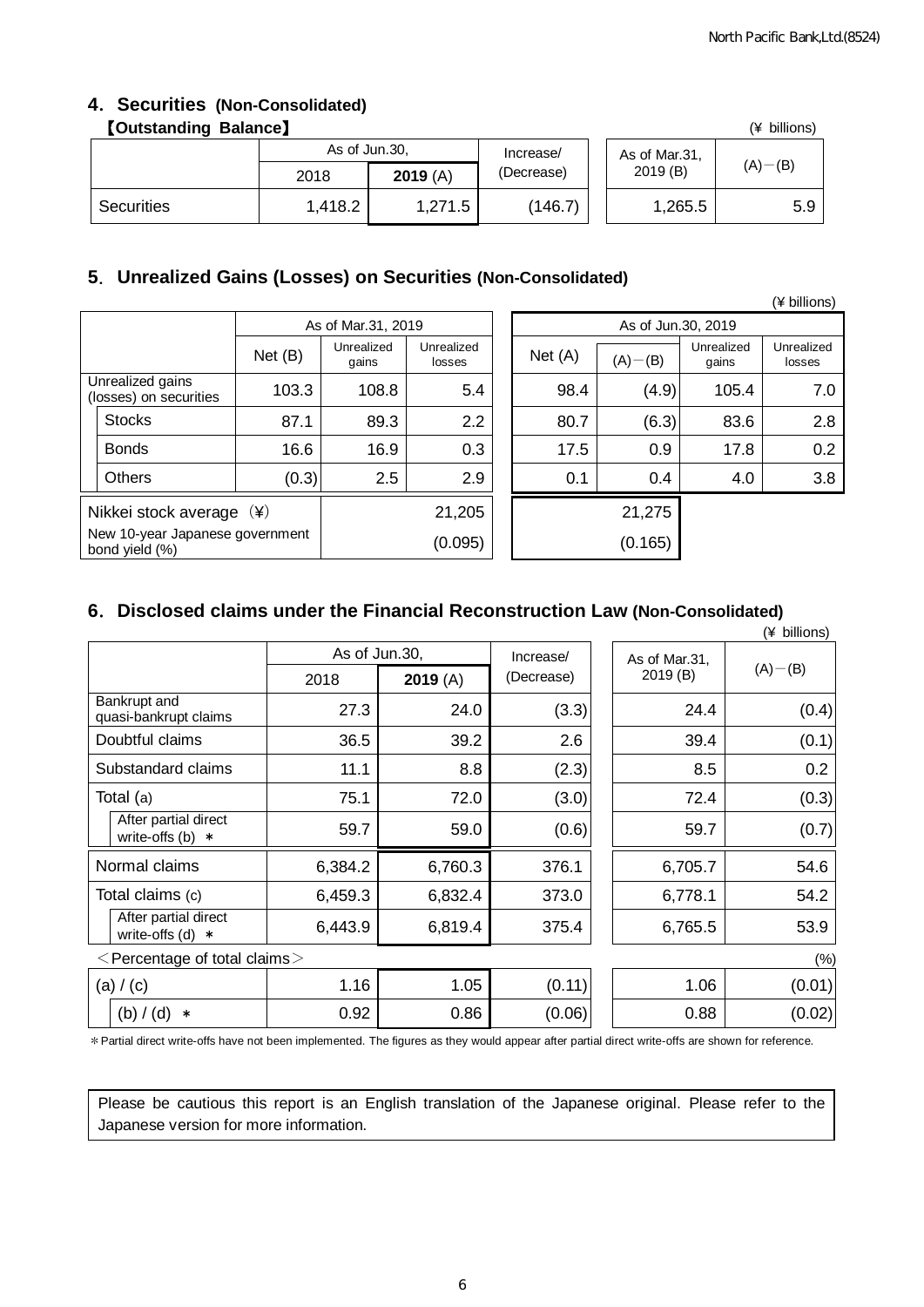## 4. Securities (Non-Consolidated)

**【Outstanding Balance】**

(¥ billions)

| | As of Jun.30, 2018 | As of Jun.30, 2019 (A) | Increase/ (Decrease) | As of Mar.31, 2019 (B) | (A)－(B) |
|---|---|---|---|---|---|
| Securities | 1,418.2 | 1,271.5 | (146.7) | 1,265.5 | 5.9 |

## 5. Unrealized Gains (Losses) on Securities (Non-Consolidated)

(¥ billions)

| | As of Mar.31, 2019 | | | As of Jun.30, 2019 | | | |
|---|---|---|---|---|---|---|---|
| | Net (B) | Unrealized gains | Unrealized losses | Net (A) | (A)－(B) | Unrealized gains | Unrealized losses |
| Unrealized gains (losses) on securities | 103.3 | 108.8 | 5.4 | 98.4 | (4.9) | 105.4 | 7.0 |
| Stocks | 87.1 | 89.3 | 2.2 | 80.7 | (6.3) | 83.6 | 2.8 |
| Bonds | 16.6 | 16.9 | 0.3 | 17.5 | 0.9 | 17.8 | 0.2 |
| Others | (0.3) | 2.5 | 2.9 | 0.1 | 0.4 | 4.0 | 3.8 |

| | As of Mar.31, 2019 | As of Jun.30, 2019 |
|---|---|---|
| Nikkei stock average (¥) | 21,205 | 21,275 |
| New 10-year Japanese government bond yield (%) | (0.095) | (0.165) |

## 6. Disclosed claims under the Financial Reconstruction Law (Non-Consolidated)

(¥ billions)

| | As of Jun.30, 2018 | As of Jun.30, 2019 (A) | Increase/ (Decrease) | As of Mar.31, 2019 (B) | (A)－(B) |
|---|---|---|---|---|---|
| Bankrupt and quasi-bankrupt claims | 27.3 | 24.0 | (3.3) | 24.4 | (0.4) |
| Doubtful claims | 36.5 | 39.2 | 2.6 | 39.4 | (0.1) |
| Substandard claims | 11.1 | 8.8 | (2.3) | 8.5 | 0.2 |
| Total (a) | 75.1 | 72.0 | (3.0) | 72.4 | (0.3) |
| After partial direct write-offs (b) ＊ | 59.7 | 59.0 | (0.6) | 59.7 | (0.7) |
| Normal claims | 6,384.2 | 6,760.3 | 376.1 | 6,705.7 | 54.6 |
| Total claims (c) | 6,459.3 | 6,832.4 | 373.0 | 6,778.1 | 54.2 |
| After partial direct write-offs (d) ＊ | 6,443.9 | 6,819.4 | 375.4 | 6,765.5 | 53.9 |

＜Percentage of total claims＞ (%)

| | As of Jun.30, 2018 | As of Jun.30, 2019 (A) | Increase/ (Decrease) | As of Mar.31, 2019 (B) | (A)－(B) |
|---|---|---|---|---|---|
| (a) / (c) | 1.16 | 1.05 | (0.11) | 1.06 | (0.01) |
| (b) / (d) ＊ | 0.92 | 0.86 | (0.06) | 0.88 | (0.02) |

＊Partial direct write-offs have not been implemented. The figures as they would appear after partial direct write-offs are shown for reference.

Please be cautious this report is an English translation of the Japanese original. Please refer to the Japanese version for more information.